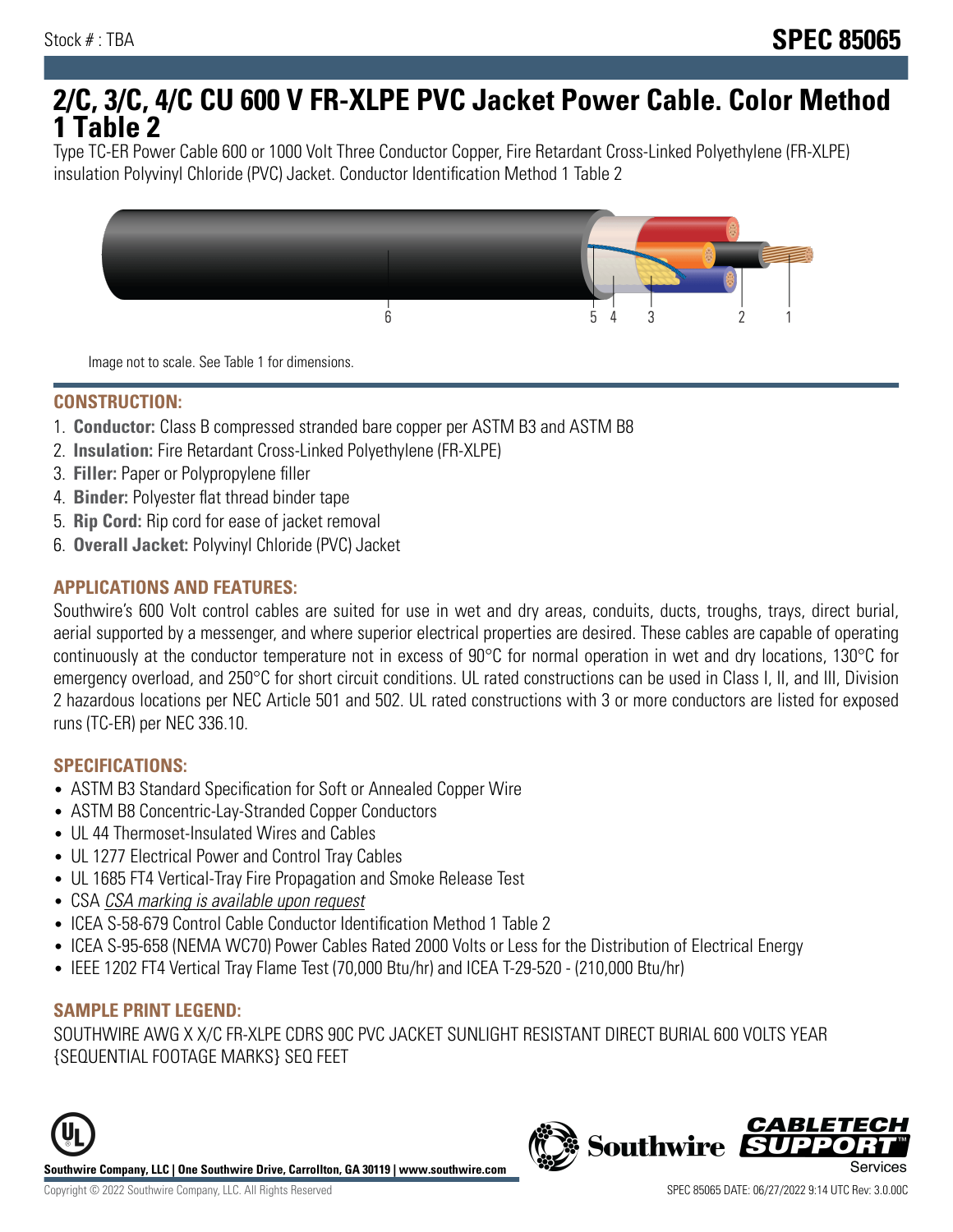Stock # : TBA

# SPEC 85065

# 2/C, 3/C, 4/C CU 600 V FR-XLPE PVC Jacket Power Cable. Color Method 1 Table 2

Type TC-ER Power Cable 600 or 1000 Volt Three Conductor Copper, Fire Retardant Cross-Linked Polyethylene (FR-XLPE) insulation Polyvinyl Chloride (PVC) Jacket. Conductor Identification Method 1 Table 2

Image not to scale. See Table 1 for dimensions.

## CONSTRUCTION:

1. **Conductor:** Class B compressed stranded bare copper per ASTM B3 and ASTM B8
2. **Insulation:** Fire Retardant Cross-Linked Polyethylene (FR-XLPE)
3. **Filler:** Paper or Polypropylene filler
4. **Binder:** Polyester flat thread binder tape
5. **Rip Cord:** Rip cord for ease of jacket removal
6. **Overall Jacket:** Polyvinyl Chloride (PVC) Jacket

## APPLICATIONS AND FEATURES:

Southwire's 600 Volt control cables are suited for use in wet and dry areas, conduits, ducts, troughs, trays, direct burial, aerial supported by a messenger, and where superior electrical properties are desired. These cables are capable of operating continuously at the conductor temperature not in excess of 90°C for normal operation in wet and dry locations, 130°C for emergency overload, and 250°C for short circuit conditions. UL rated constructions can be used in Class I, II, and III, Division 2 hazardous locations per NEC Article 501 and 502. UL rated constructions with 3 or more conductors are listed for exposed runs (TC-ER) per NEC 336.10.

## SPECIFICATIONS:

- ASTM B3 Standard Specification for Soft or Annealed Copper Wire
- ASTM B8 Concentric-Lay-Stranded Copper Conductors
- UL 44 Thermoset-Insulated Wires and Cables
- UL 1277 Electrical Power and Control Tray Cables
- UL 1685 FT4 Vertical-Tray Fire Propagation and Smoke Release Test
- CSA *CSA marking is available upon request*
- ICEA S-58-679 Control Cable Conductor Identification Method 1 Table 2
- ICEA S-95-658 (NEMA WC70) Power Cables Rated 2000 Volts or Less for the Distribution of Electrical Energy
- IEEE 1202 FT4 Vertical Tray Flame Test (70,000 Btu/hr) and ICEA T-29-520 - (210,000 Btu/hr)

## SAMPLE PRINT LEGEND:

SOUTHWIRE AWG X X/C FR-XLPE CDRS 90C PVC JACKET SUNLIGHT RESISTANT DIRECT BURIAL 600 VOLTS YEAR {SEQUENTIAL FOOTAGE MARKS} SEQ FEET

**Southwire Company, LLC | One Southwire Drive, Carrollton, GA 30119 | www.southwire.com**

Copyright © 2022 Southwire Company, LLC. All Rights Reserved

SPEC 85065 DATE: 06/27/2022 9:14 UTC Rev: 3.0.00C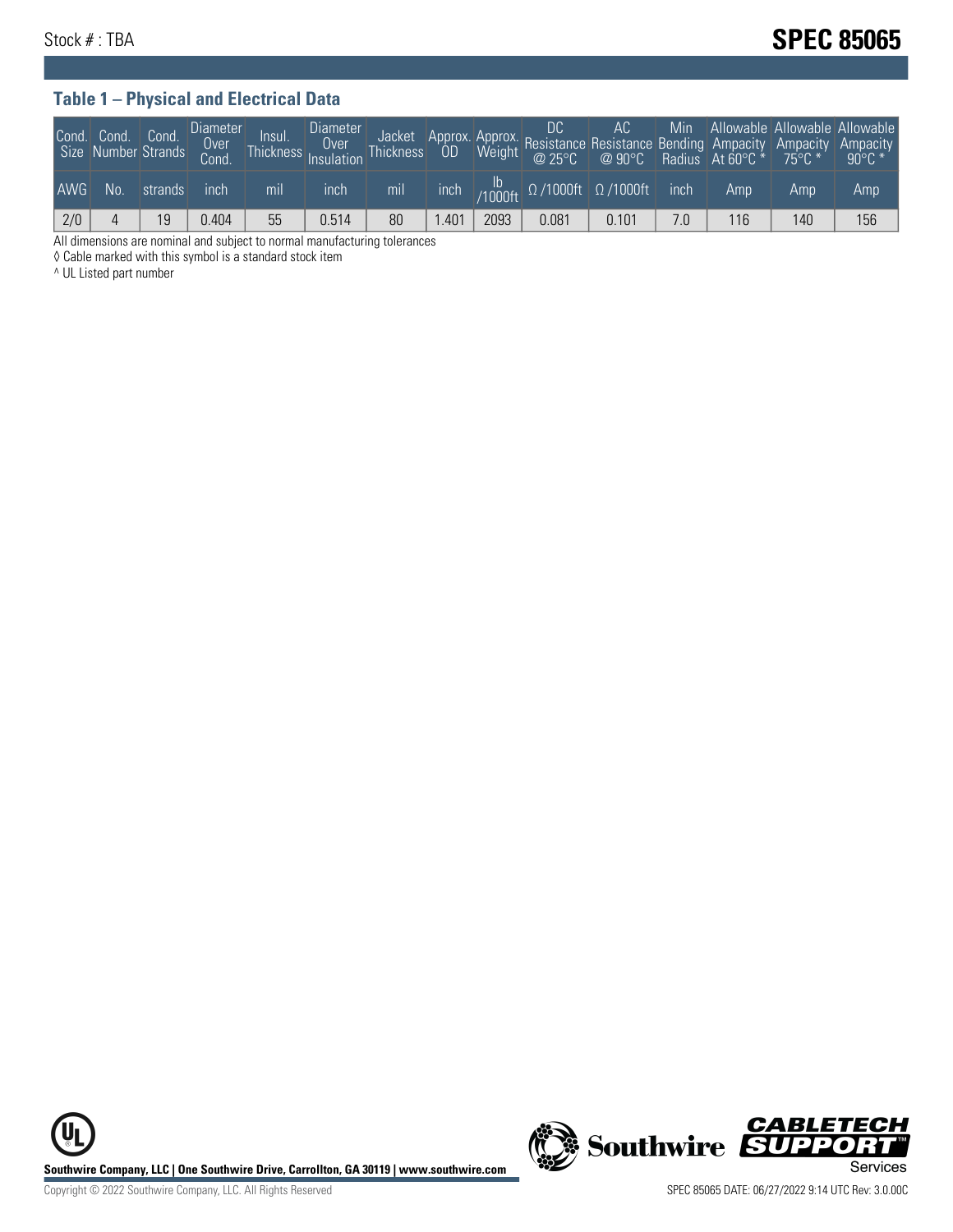### Table 1 – Physical and Electrical Data

| Cond. Size | Cond. Number | Cond. Strands | Diameter Over Cond. | Insul. Thickness | Diameter Over Insulation | Jacket Thickness | Approx. OD | Approx. Weight | DC Resistance @ 25°C | AC Resistance @ 90°C | Min Bending Radius | Allowable Ampacity At 60°C * | Allowable Ampacity 75°C * | Allowable Ampacity 90°C * |
|---|---|---|---|---|---|---|---|---|---|---|---|---|---|---|
| AWG | No. | strands | inch | mil | inch | mil | inch | lb /1000ft | Ω /1000ft | Ω /1000ft | inch | Amp | Amp | Amp |
| 2/0 | 4 | 19 | 0.404 | 55 | 0.514 | 80 | 1.401 | 2093 | 0.081 | 0.101 | 7.0 | 116 | 140 | 156 |

All dimensions are nominal and subject to normal manufacturing tolerances

◊ Cable marked with this symbol is a standard stock item

^ UL Listed part number